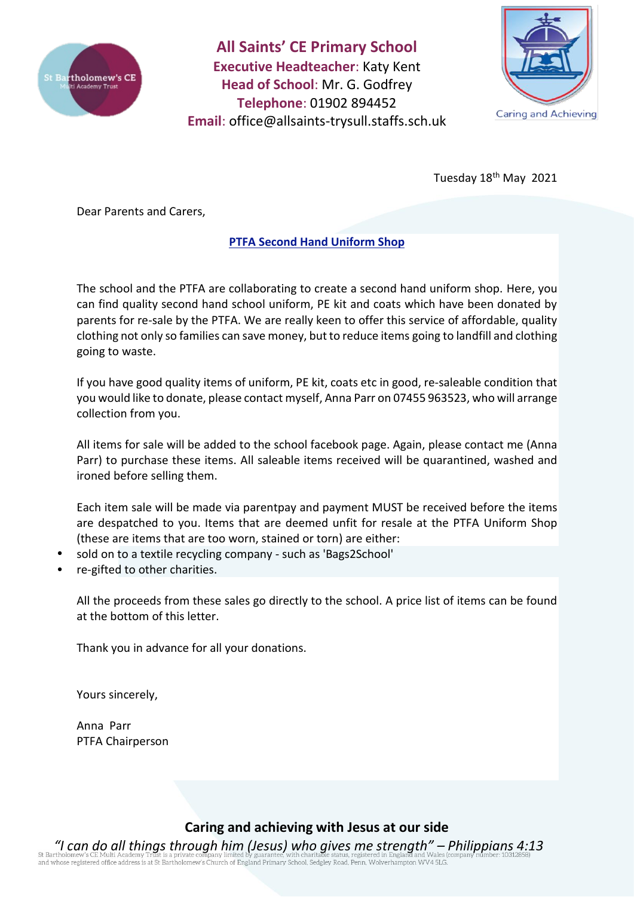# All Saints' CE Primary School

**Executive Headteacher**: Katy Kent
**Head of School**: Mr. G. Godfrey
**Telephone**: 01902 894452
**Email**: office@allsaints-trysull.staffs.sch.uk

Caring and Achieving

Tuesday 18th May 2021

Dear Parents and Carers,

## PTFA Second Hand Uniform Shop

The school and the PTFA are collaborating to create a second hand uniform shop. Here, you can find quality second hand school uniform, PE kit and coats which have been donated by parents for re-sale by the PTFA. We are really keen to offer this service of affordable, quality clothing not only so families can save money, but to reduce items going to landfill and clothing going to waste.

If you have good quality items of uniform, PE kit, coats etc in good, re-saleable condition that you would like to donate, please contact myself, Anna Parr on 07455 963523, who will arrange collection from you.

All items for sale will be added to the school facebook page. Again, please contact me (Anna Parr) to purchase these items. All saleable items received will be quarantined, washed and ironed before selling them.

Each item sale will be made via parentpay and payment MUST be received before the items are despatched to you. Items that are deemed unfit for resale at the PTFA Uniform Shop (these are items that are too worn, stained or torn) are either:

- sold on to a textile recycling company - such as 'Bags2School'
- re-gifted to other charities.

All the proceeds from these sales go directly to the school. A price list of items can be found at the bottom of this letter.

Thank you in advance for all your donations.

Yours sincerely,

Anna Parr
PTFA Chairperson

**Caring and achieving with Jesus at our side**

*"I can do all things through him (Jesus) who gives me strength" – Philippians 4:13*

St Bartholomew's CE Multi Academy Trust is a private company limited by guarantee, with charitable status, registered in England and Wales (company number: 10312858) and whose registered office address is at St Bartholomew's Church of England Primary School, Sedgley Road, Penn, Wolverhampton WV4 5LG.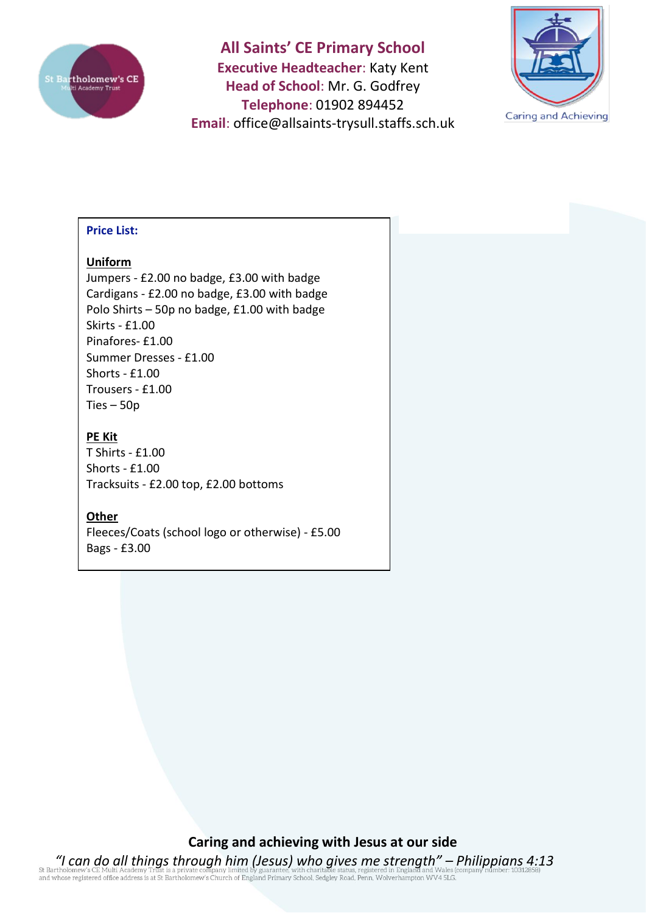# All Saints' CE Primary School

**Executive Headteacher**: Katy Kent
**Head of School**: Mr. G. Godfrey
**Telephone**: 01902 894452
**Email**: office@allsaints-trysull.staffs.sch.uk

Caring and Achieving

**Price List:**

**Uniform**

Jumpers - £2.00 no badge, £3.00 with badge
Cardigans - £2.00 no badge, £3.00 with badge
Polo Shirts – 50p no badge, £1.00 with badge
Skirts - £1.00
Pinafores- £1.00
Summer Dresses - £1.00
Shorts - £1.00
Trousers - £1.00
Ties – 50p

**PE Kit**

T Shirts - £1.00
Shorts - £1.00
Tracksuits - £2.00 top, £2.00 bottoms

**Other**

Fleeces/Coats (school logo or otherwise) - £5.00
Bags - £3.00

**Caring and achieving with Jesus at our side**

*"I can do all things through him (Jesus) who gives me strength" – Philippians 4:13*

St Bartholomew's CE Multi Academy Trust is a private company limited by guarantee, with charitable status, registered in England and Wales (company number: 10312858) and whose registered office address is at St Bartholomew's Church of England Primary School, Sedgley Road, Penn, Wolverhampton WV4 5LG.